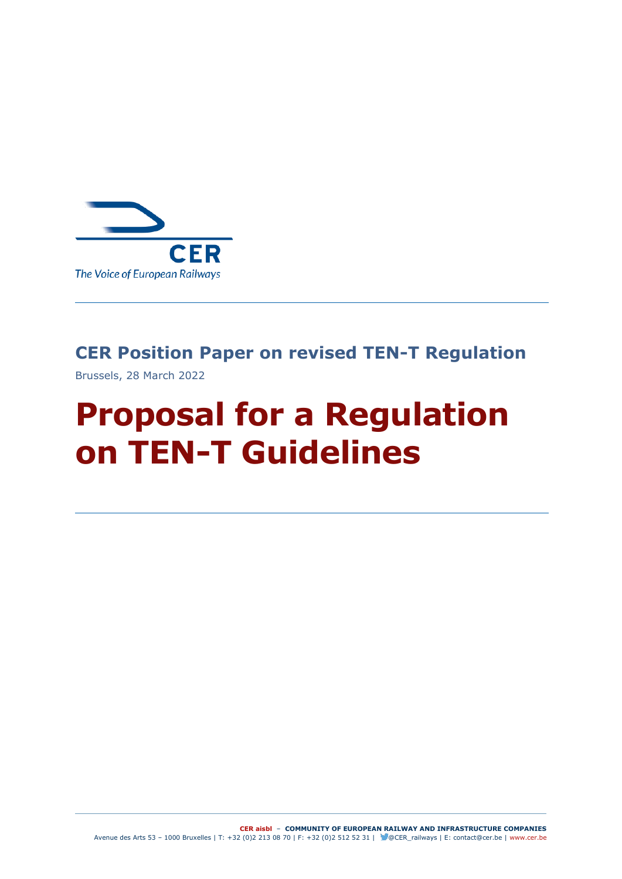CER

The Voice of European Railways

## CER Position Paper on revised TEN-T Regulation

Brussels, 28 March 2022

# Proposal for a Regulation on TEN-T Guidelines

**CER aisbl** – **COMMUNITY OF EUROPEAN RAILWAY AND INFRASTRUCTURE COMPANIES**
Avenue des Arts 53 – 1000 Bruxelles | T: +32 (0)2 213 08 70 | F: +32 (0)2 512 52 31 | @CER_railways | E: contact@cer.be | www.cer.be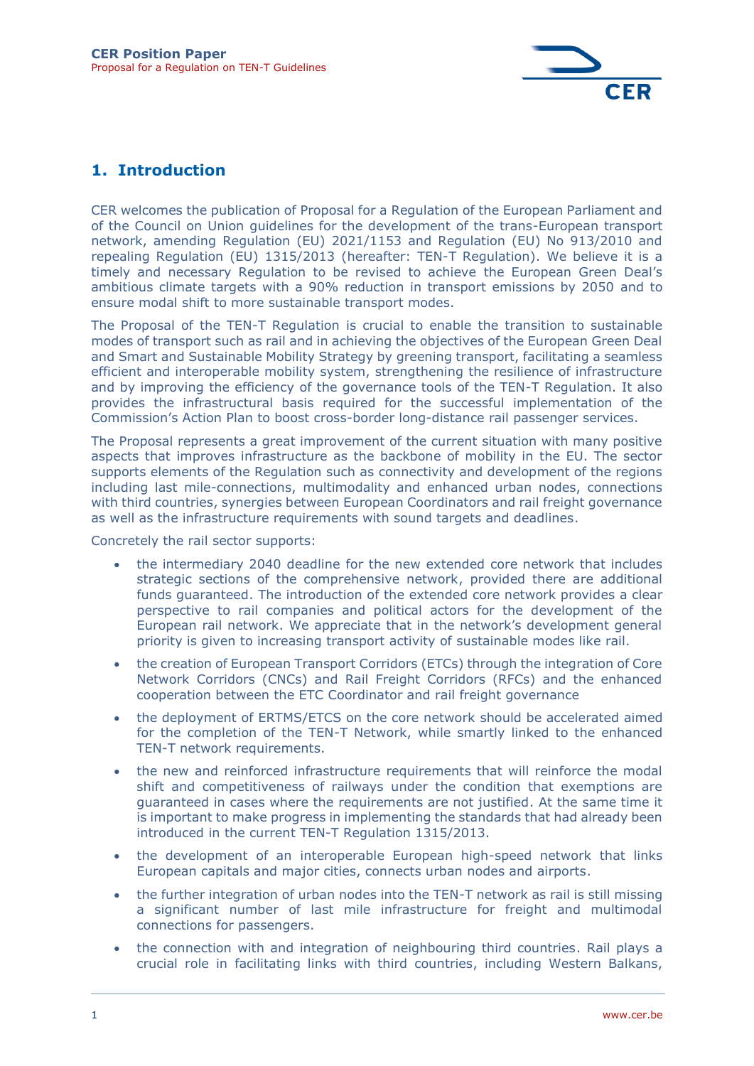## 1. Introduction

CER welcomes the publication of Proposal for a Regulation of the European Parliament and of the Council on Union guidelines for the development of the trans-European transport network, amending Regulation (EU) 2021/1153 and Regulation (EU) No 913/2010 and repealing Regulation (EU) 1315/2013 (hereafter: TEN-T Regulation). We believe it is a timely and necessary Regulation to be revised to achieve the European Green Deal's ambitious climate targets with a 90% reduction in transport emissions by 2050 and to ensure modal shift to more sustainable transport modes.

The Proposal of the TEN-T Regulation is crucial to enable the transition to sustainable modes of transport such as rail and in achieving the objectives of the European Green Deal and Smart and Sustainable Mobility Strategy by greening transport, facilitating a seamless efficient and interoperable mobility system, strengthening the resilience of infrastructure and by improving the efficiency of the governance tools of the TEN-T Regulation. It also provides the infrastructural basis required for the successful implementation of the Commission's Action Plan to boost cross-border long-distance rail passenger services.

The Proposal represents a great improvement of the current situation with many positive aspects that improves infrastructure as the backbone of mobility in the EU. The sector supports elements of the Regulation such as connectivity and development of the regions including last mile-connections, multimodality and enhanced urban nodes, connections with third countries, synergies between European Coordinators and rail freight governance as well as the infrastructure requirements with sound targets and deadlines.

Concretely the rail sector supports:

- the intermediary 2040 deadline for the new extended core network that includes strategic sections of the comprehensive network, provided there are additional funds guaranteed. The introduction of the extended core network provides a clear perspective to rail companies and political actors for the development of the European rail network. We appreciate that in the network's development general priority is given to increasing transport activity of sustainable modes like rail.
- the creation of European Transport Corridors (ETCs) through the integration of Core Network Corridors (CNCs) and Rail Freight Corridors (RFCs) and the enhanced cooperation between the ETC Coordinator and rail freight governance
- the deployment of ERTMS/ETCS on the core network should be accelerated aimed for the completion of the TEN-T Network, while smartly linked to the enhanced TEN-T network requirements.
- the new and reinforced infrastructure requirements that will reinforce the modal shift and competitiveness of railways under the condition that exemptions are guaranteed in cases where the requirements are not justified. At the same time it is important to make progress in implementing the standards that had already been introduced in the current TEN-T Regulation 1315/2013.
- the development of an interoperable European high-speed network that links European capitals and major cities, connects urban nodes and airports.
- the further integration of urban nodes into the TEN-T network as rail is still missing a significant number of last mile infrastructure for freight and multimodal connections for passengers.
- the connection with and integration of neighbouring third countries. Rail plays a crucial role in facilitating links with third countries, including Western Balkans,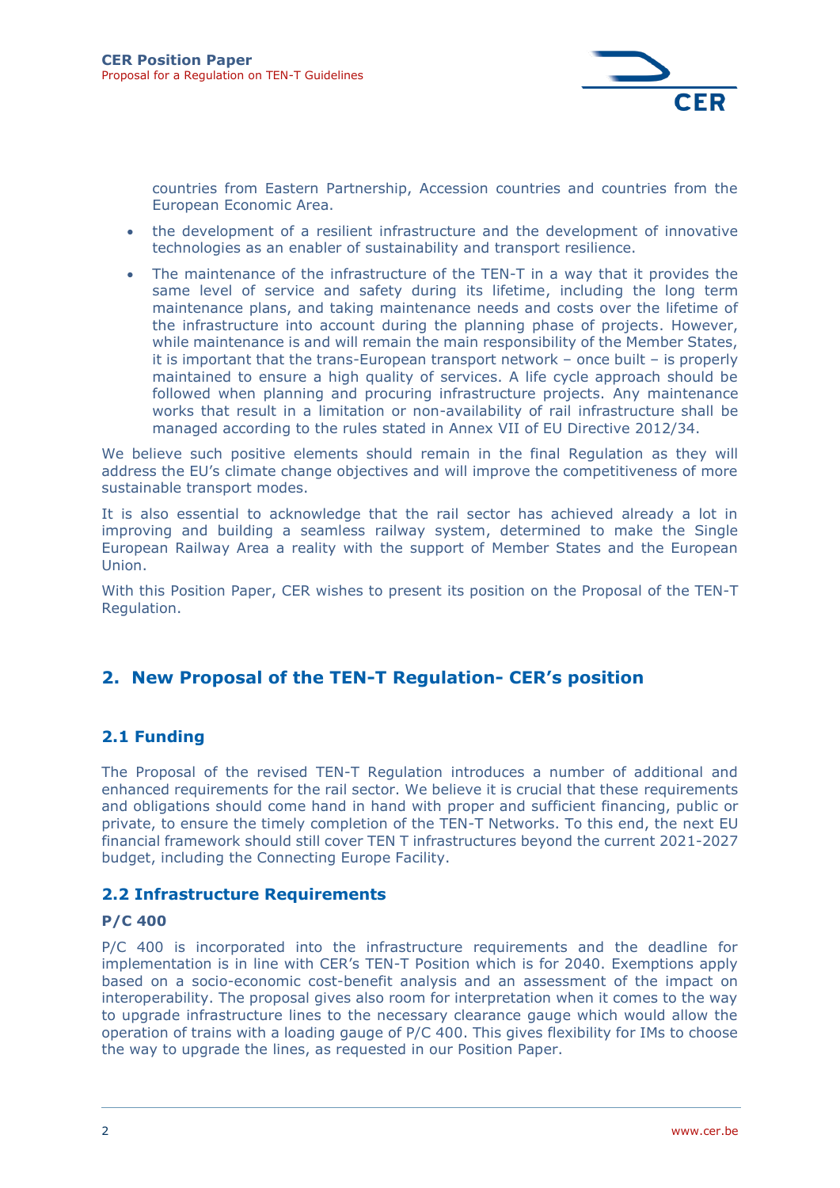countries from Eastern Partnership, Accession countries and countries from the European Economic Area.

- the development of a resilient infrastructure and the development of innovative technologies as an enabler of sustainability and transport resilience.
- The maintenance of the infrastructure of the TEN-T in a way that it provides the same level of service and safety during its lifetime, including the long term maintenance plans, and taking maintenance needs and costs over the lifetime of the infrastructure into account during the planning phase of projects. However, while maintenance is and will remain the main responsibility of the Member States, it is important that the trans-European transport network – once built – is properly maintained to ensure a high quality of services. A life cycle approach should be followed when planning and procuring infrastructure projects. Any maintenance works that result in a limitation or non-availability of rail infrastructure shall be managed according to the rules stated in Annex VII of EU Directive 2012/34.

We believe such positive elements should remain in the final Regulation as they will address the EU's climate change objectives and will improve the competitiveness of more sustainable transport modes.

It is also essential to acknowledge that the rail sector has achieved already a lot in improving and building a seamless railway system, determined to make the Single European Railway Area a reality with the support of Member States and the European Union.

With this Position Paper, CER wishes to present its position on the Proposal of the TEN-T Regulation.

## 2. New Proposal of the TEN-T Regulation- CER's position

### 2.1 Funding

The Proposal of the revised TEN-T Regulation introduces a number of additional and enhanced requirements for the rail sector. We believe it is crucial that these requirements and obligations should come hand in hand with proper and sufficient financing, public or private, to ensure the timely completion of the TEN-T Networks. To this end, the next EU financial framework should still cover TEN T infrastructures beyond the current 2021-2027 budget, including the Connecting Europe Facility.

### 2.2 Infrastructure Requirements

**P/C 400**

P/C 400 is incorporated into the infrastructure requirements and the deadline for implementation is in line with CER's TEN-T Position which is for 2040. Exemptions apply based on a socio-economic cost-benefit analysis and an assessment of the impact on interoperability. The proposal gives also room for interpretation when it comes to the way to upgrade infrastructure lines to the necessary clearance gauge which would allow the operation of trains with a loading gauge of P/C 400. This gives flexibility for IMs to choose the way to upgrade the lines, as requested in our Position Paper.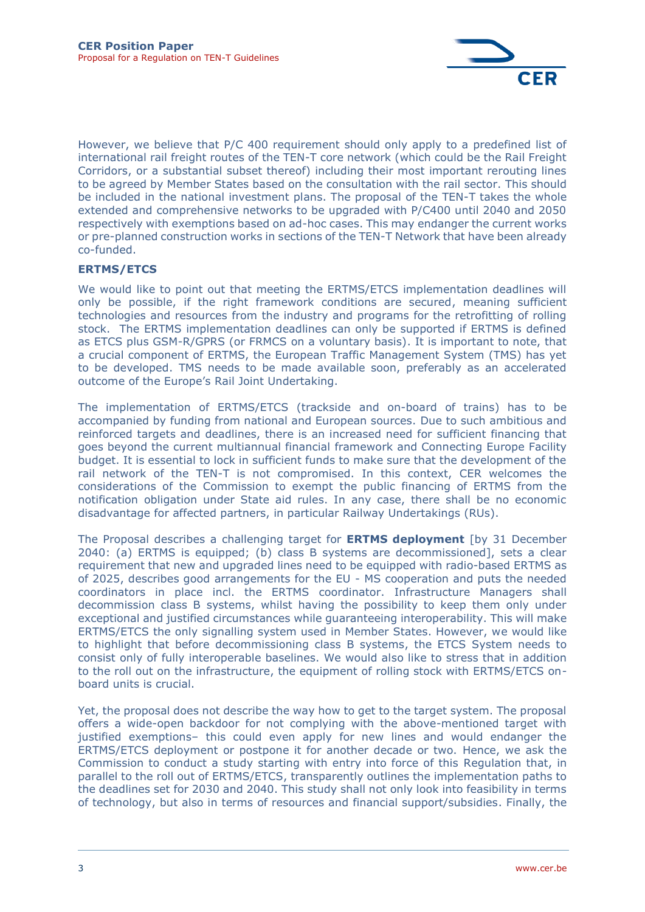However, we believe that P/C 400 requirement should only apply to a predefined list of international rail freight routes of the TEN-T core network (which could be the Rail Freight Corridors, or a substantial subset thereof) including their most important rerouting lines to be agreed by Member States based on the consultation with the rail sector. This should be included in the national investment plans. The proposal of the TEN-T takes the whole extended and comprehensive networks to be upgraded with P/C400 until 2040 and 2050 respectively with exemptions based on ad-hoc cases. This may endanger the current works or pre-planned construction works in sections of the TEN-T Network that have been already co-funded.

### ERTMS/ETCS

We would like to point out that meeting the ERTMS/ETCS implementation deadlines will only be possible, if the right framework conditions are secured, meaning sufficient technologies and resources from the industry and programs for the retrofitting of rolling stock. The ERTMS implementation deadlines can only be supported if ERTMS is defined as ETCS plus GSM-R/GPRS (or FRMCS on a voluntary basis). It is important to note, that a crucial component of ERTMS, the European Traffic Management System (TMS) has yet to be developed. TMS needs to be made available soon, preferably as an accelerated outcome of the Europe's Rail Joint Undertaking.

The implementation of ERTMS/ETCS (trackside and on-board of trains) has to be accompanied by funding from national and European sources. Due to such ambitious and reinforced targets and deadlines, there is an increased need for sufficient financing that goes beyond the current multiannual financial framework and Connecting Europe Facility budget. It is essential to lock in sufficient funds to make sure that the development of the rail network of the TEN-T is not compromised. In this context, CER welcomes the considerations of the Commission to exempt the public financing of ERTMS from the notification obligation under State aid rules. In any case, there shall be no economic disadvantage for affected partners, in particular Railway Undertakings (RUs).

The Proposal describes a challenging target for **ERTMS deployment** [by 31 December 2040: (a) ERTMS is equipped; (b) class B systems are decommissioned], sets a clear requirement that new and upgraded lines need to be equipped with radio-based ERTMS as of 2025, describes good arrangements for the EU - MS cooperation and puts the needed coordinators in place incl. the ERTMS coordinator. Infrastructure Managers shall decommission class B systems, whilst having the possibility to keep them only under exceptional and justified circumstances while guaranteeing interoperability. This will make ERTMS/ETCS the only signalling system used in Member States. However, we would like to highlight that before decommissioning class B systems, the ETCS System needs to consist only of fully interoperable baselines. We would also like to stress that in addition to the roll out on the infrastructure, the equipment of rolling stock with ERTMS/ETCS on-board units is crucial.

Yet, the proposal does not describe the way how to get to the target system. The proposal offers a wide-open backdoor for not complying with the above-mentioned target with justified exemptions– this could even apply for new lines and would endanger the ERTMS/ETCS deployment or postpone it for another decade or two. Hence, we ask the Commission to conduct a study starting with entry into force of this Regulation that, in parallel to the roll out of ERTMS/ETCS, transparently outlines the implementation paths to the deadlines set for 2030 and 2040. This study shall not only look into feasibility in terms of technology, but also in terms of resources and financial support/subsidies. Finally, the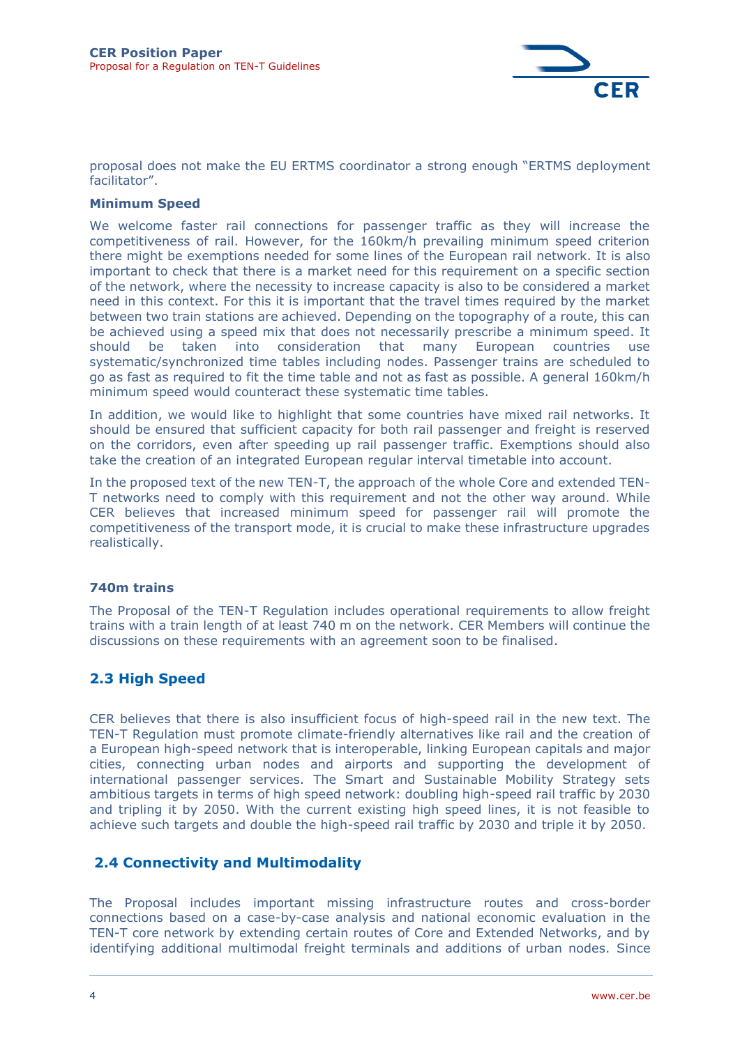proposal does not make the EU ERTMS coordinator a strong enough "ERTMS deployment facilitator".

**Minimum Speed**

We welcome faster rail connections for passenger traffic as they will increase the competitiveness of rail. However, for the 160km/h prevailing minimum speed criterion there might be exemptions needed for some lines of the European rail network. It is also important to check that there is a market need for this requirement on a specific section of the network, where the necessity to increase capacity is also to be considered a market need in this context. For this it is important that the travel times required by the market between two train stations are achieved. Depending on the topography of a route, this can be achieved using a speed mix that does not necessarily prescribe a minimum speed. It should be taken into consideration that many European countries use systematic/synchronized time tables including nodes. Passenger trains are scheduled to go as fast as required to fit the time table and not as fast as possible. A general 160km/h minimum speed would counteract these systematic time tables.

In addition, we would like to highlight that some countries have mixed rail networks. It should be ensured that sufficient capacity for both rail passenger and freight is reserved on the corridors, even after speeding up rail passenger traffic. Exemptions should also take the creation of an integrated European regular interval timetable into account.

In the proposed text of the new TEN-T, the approach of the whole Core and extended TEN-T networks need to comply with this requirement and not the other way around. While CER believes that increased minimum speed for passenger rail will promote the competitiveness of the transport mode, it is crucial to make these infrastructure upgrades realistically.

**740m trains**

The Proposal of the TEN-T Regulation includes operational requirements to allow freight trains with a train length of at least 740 m on the network. CER Members will continue the discussions on these requirements with an agreement soon to be finalised.

## 2.3 High Speed

CER believes that there is also insufficient focus of high-speed rail in the new text. The TEN-T Regulation must promote climate-friendly alternatives like rail and the creation of a European high-speed network that is interoperable, linking European capitals and major cities, connecting urban nodes and airports and supporting the development of international passenger services. The Smart and Sustainable Mobility Strategy sets ambitious targets in terms of high speed network: doubling high-speed rail traffic by 2030 and tripling it by 2050. With the current existing high speed lines, it is not feasible to achieve such targets and double the high-speed rail traffic by 2030 and triple it by 2050.

## 2.4 Connectivity and Multimodality

The Proposal includes important missing infrastructure routes and cross-border connections based on a case-by-case analysis and national economic evaluation in the TEN-T core network by extending certain routes of Core and Extended Networks, and by identifying additional multimodal freight terminals and additions of urban nodes. Since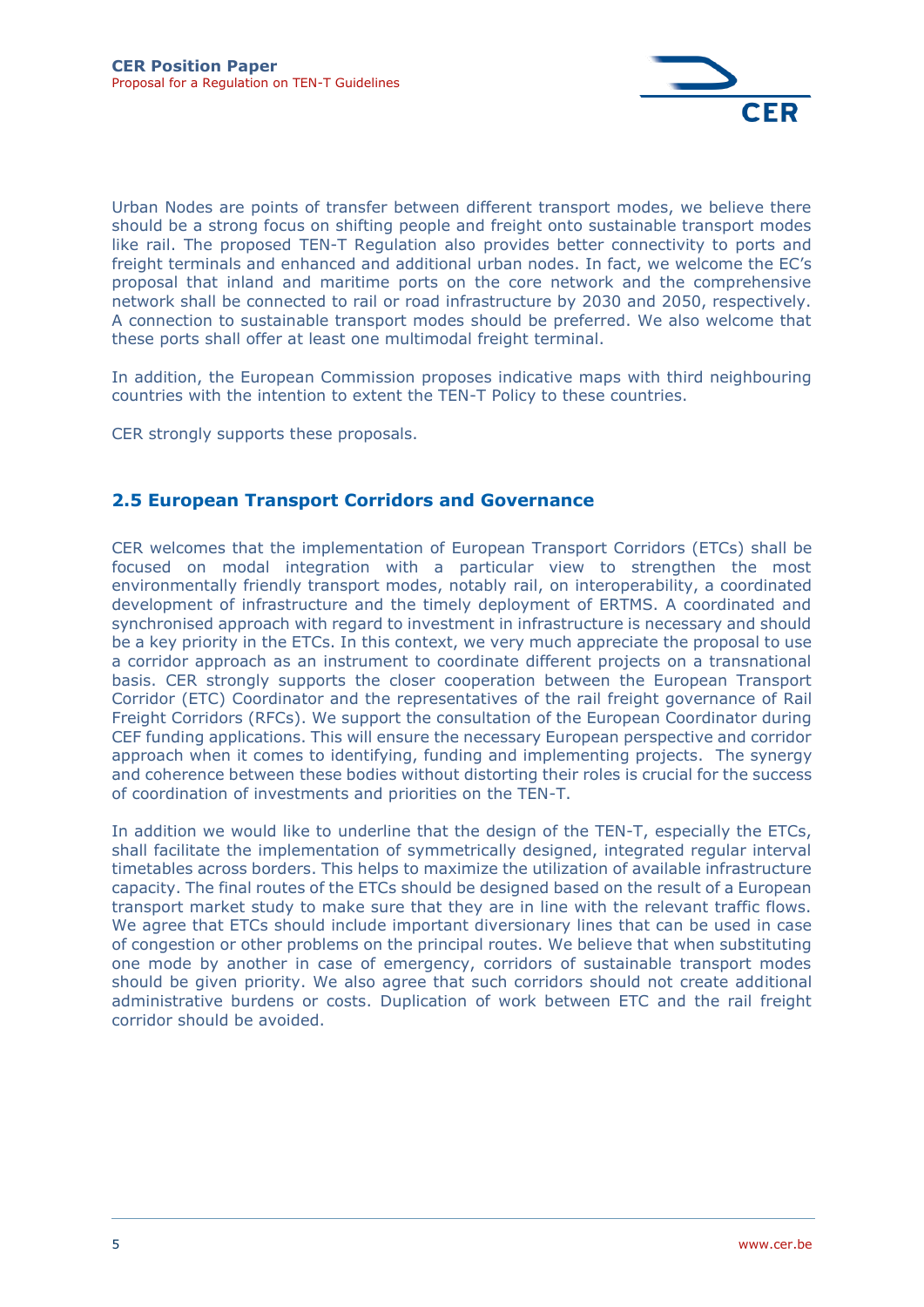Urban Nodes are points of transfer between different transport modes, we believe there should be a strong focus on shifting people and freight onto sustainable transport modes like rail. The proposed TEN-T Regulation also provides better connectivity to ports and freight terminals and enhanced and additional urban nodes. In fact, we welcome the EC's proposal that inland and maritime ports on the core network and the comprehensive network shall be connected to rail or road infrastructure by 2030 and 2050, respectively. A connection to sustainable transport modes should be preferred. We also welcome that these ports shall offer at least one multimodal freight terminal.

In addition, the European Commission proposes indicative maps with third neighbouring countries with the intention to extent the TEN-T Policy to these countries.

CER strongly supports these proposals.

## 2.5 European Transport Corridors and Governance

CER welcomes that the implementation of European Transport Corridors (ETCs) shall be focused on modal integration with a particular view to strengthen the most environmentally friendly transport modes, notably rail, on interoperability, a coordinated development of infrastructure and the timely deployment of ERTMS. A coordinated and synchronised approach with regard to investment in infrastructure is necessary and should be a key priority in the ETCs. In this context, we very much appreciate the proposal to use a corridor approach as an instrument to coordinate different projects on a transnational basis. CER strongly supports the closer cooperation between the European Transport Corridor (ETC) Coordinator and the representatives of the rail freight governance of Rail Freight Corridors (RFCs). We support the consultation of the European Coordinator during CEF funding applications. This will ensure the necessary European perspective and corridor approach when it comes to identifying, funding and implementing projects. The synergy and coherence between these bodies without distorting their roles is crucial for the success of coordination of investments and priorities on the TEN-T.

In addition we would like to underline that the design of the TEN-T, especially the ETCs, shall facilitate the implementation of symmetrically designed, integrated regular interval timetables across borders. This helps to maximize the utilization of available infrastructure capacity. The final routes of the ETCs should be designed based on the result of a European transport market study to make sure that they are in line with the relevant traffic flows. We agree that ETCs should include important diversionary lines that can be used in case of congestion or other problems on the principal routes. We believe that when substituting one mode by another in case of emergency, corridors of sustainable transport modes should be given priority. We also agree that such corridors should not create additional administrative burdens or costs. Duplication of work between ETC and the rail freight corridor should be avoided.